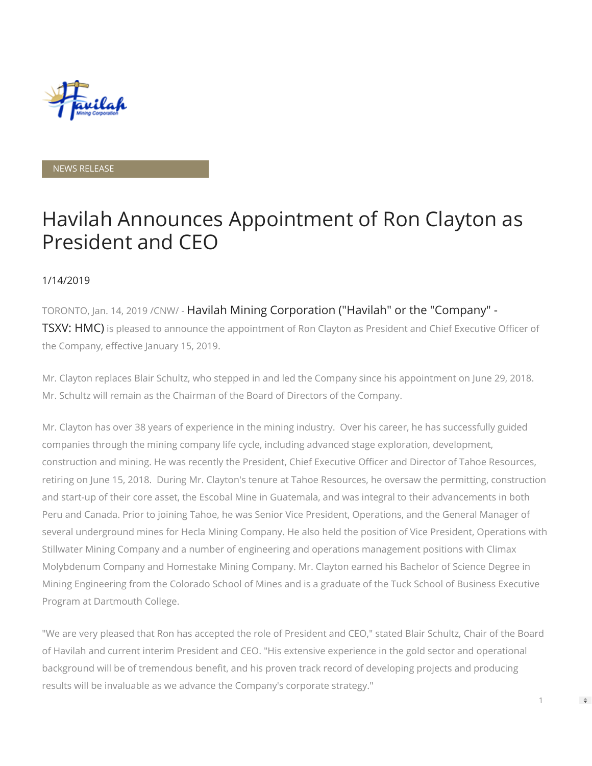NEWS RELEASE

# Havilah Announces Appointment of Ron Clayton as President and CEO

1/14/2019

TORONTO, Jan. 14, 2019 /CNW/ - Havilah Mining Corporation ("Havilah" or the "Company" - TSXV: HMC) is pleased to announce the appointment of Ron Clayton as President and Chief Executive Officer of the Company, effective January 15, 2019.

Mr. Clayton replaces Blair Schultz, who stepped in and led the Company since his appointment on June 29, 2018. Mr. Schultz will remain as the Chairman of the Board of Directors of the Company.

Mr. Clayton has over 38 years of experience in the mining industry. Over his career, he has successfully guided companies through the mining company life cycle, including advanced stage exploration, development, construction and mining. He was recently the President, Chief Executive Officer and Director of Tahoe Resources, retiring on June 15, 2018. During Mr. Clayton's tenure at Tahoe Resources, he oversaw the permitting, construction and start-up of their core asset, the Escobal Mine in Guatemala, and was integral to their advancements in both Peru and Canada. Prior to joining Tahoe, he was Senior Vice President, Operations, and the General Manager of several underground mines for Hecla Mining Company. He also held the position of Vice President, Operations with Stillwater Mining Company and a number of engineering and operations management positions with Climax Molybdenum Company and Homestake Mining Company. Mr. Clayton earned his Bachelor of Science Degree in Mining Engineering from the Colorado School of Mines and is a graduate of the Tuck School of Business Executive Program at Dartmouth College.

"We are very pleased that Ron has accepted the role of President and CEO," stated Blair Schultz, Chair of the Board of Havilah and current interim President and CEO. "His extensive experience in the gold sector and operational background will be of tremendous benefit, and his proven track record of developing projects and producing results will be invaluable as we advance the Company's corporate strategy."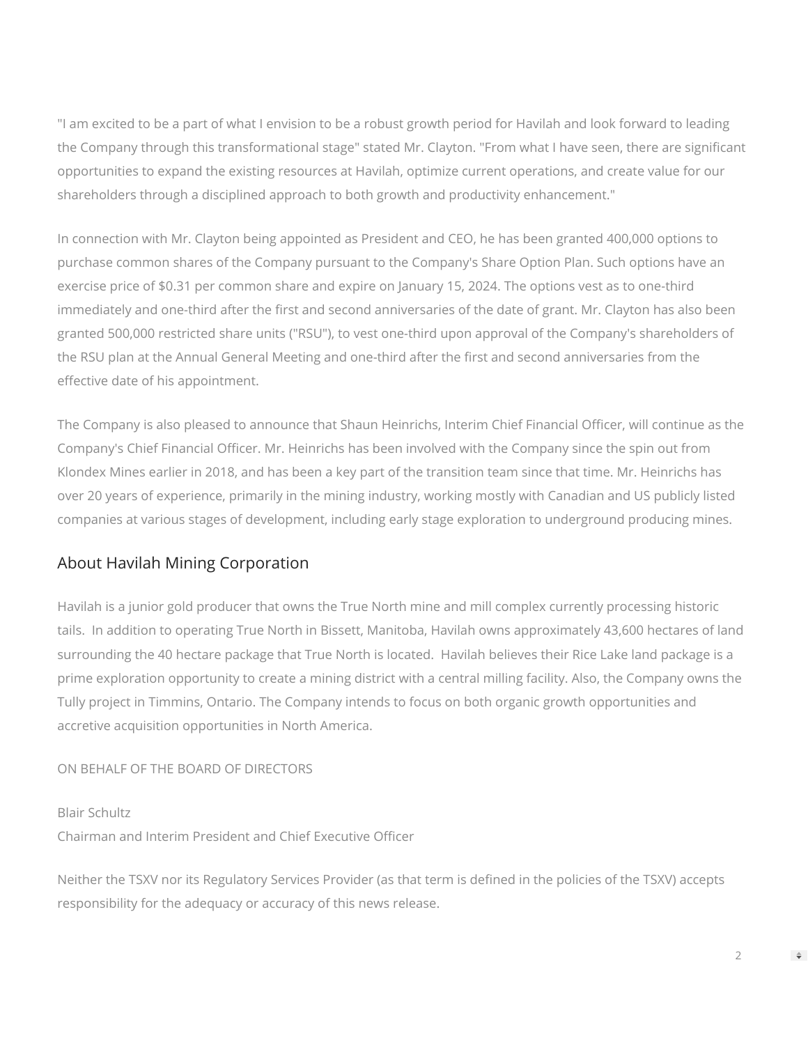"I am excited to be a part of what I envision to be a robust growth period for Havilah and look forward to leading the Company through this transformational stage" stated Mr. Clayton. "From what I have seen, there are significant opportunities to expand the existing resources at Havilah, optimize current operations, and create value for our shareholders through a disciplined approach to both growth and productivity enhancement."

In connection with Mr. Clayton being appointed as President and CEO, he has been granted 400,000 options to purchase common shares of the Company pursuant to the Company's Share Option Plan. Such options have an exercise price of $0.31 per common share and expire on January 15, 2024. The options vest as to one-third immediately and one-third after the first and second anniversaries of the date of grant. Mr. Clayton has also been granted 500,000 restricted share units ("RSU"), to vest one-third upon approval of the Company's shareholders of the RSU plan at the Annual General Meeting and one-third after the first and second anniversaries from the effective date of his appointment.

The Company is also pleased to announce that Shaun Heinrichs, Interim Chief Financial Officer, will continue as the Company's Chief Financial Officer. Mr. Heinrichs has been involved with the Company since the spin out from Klondex Mines earlier in 2018, and has been a key part of the transition team since that time. Mr. Heinrichs has over 20 years of experience, primarily in the mining industry, working mostly with Canadian and US publicly listed companies at various stages of development, including early stage exploration to underground producing mines.

## About Havilah Mining Corporation

Havilah is a junior gold producer that owns the True North mine and mill complex currently processing historic tails. In addition to operating True North in Bissett, Manitoba, Havilah owns approximately 43,600 hectares of land surrounding the 40 hectare package that True North is located. Havilah believes their Rice Lake land package is a prime exploration opportunity to create a mining district with a central milling facility. Also, the Company owns the Tully project in Timmins, Ontario. The Company intends to focus on both organic growth opportunities and accretive acquisition opportunities in North America.

ON BEHALF OF THE BOARD OF DIRECTORS

Blair Schultz
Chairman and Interim President and Chief Executive Officer

Neither the TSXV nor its Regulatory Services Provider (as that term is defined in the policies of the TSXV) accepts responsibility for the adequacy or accuracy of this news release.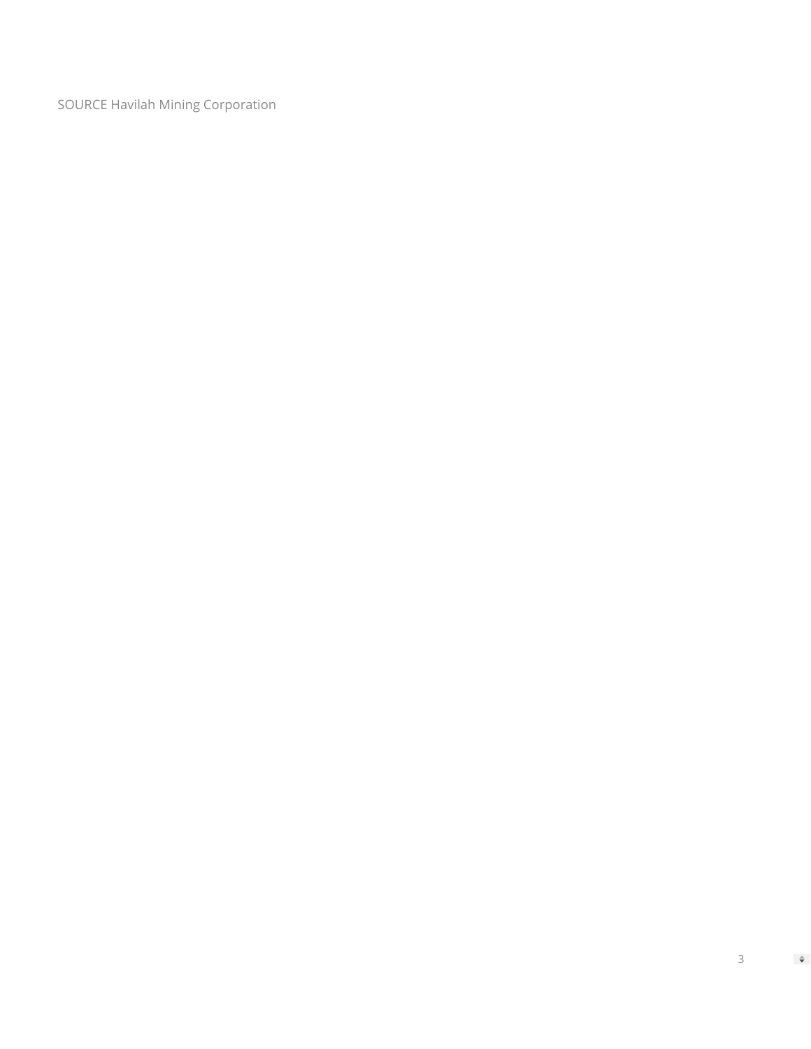SOURCE Havilah Mining Corporation